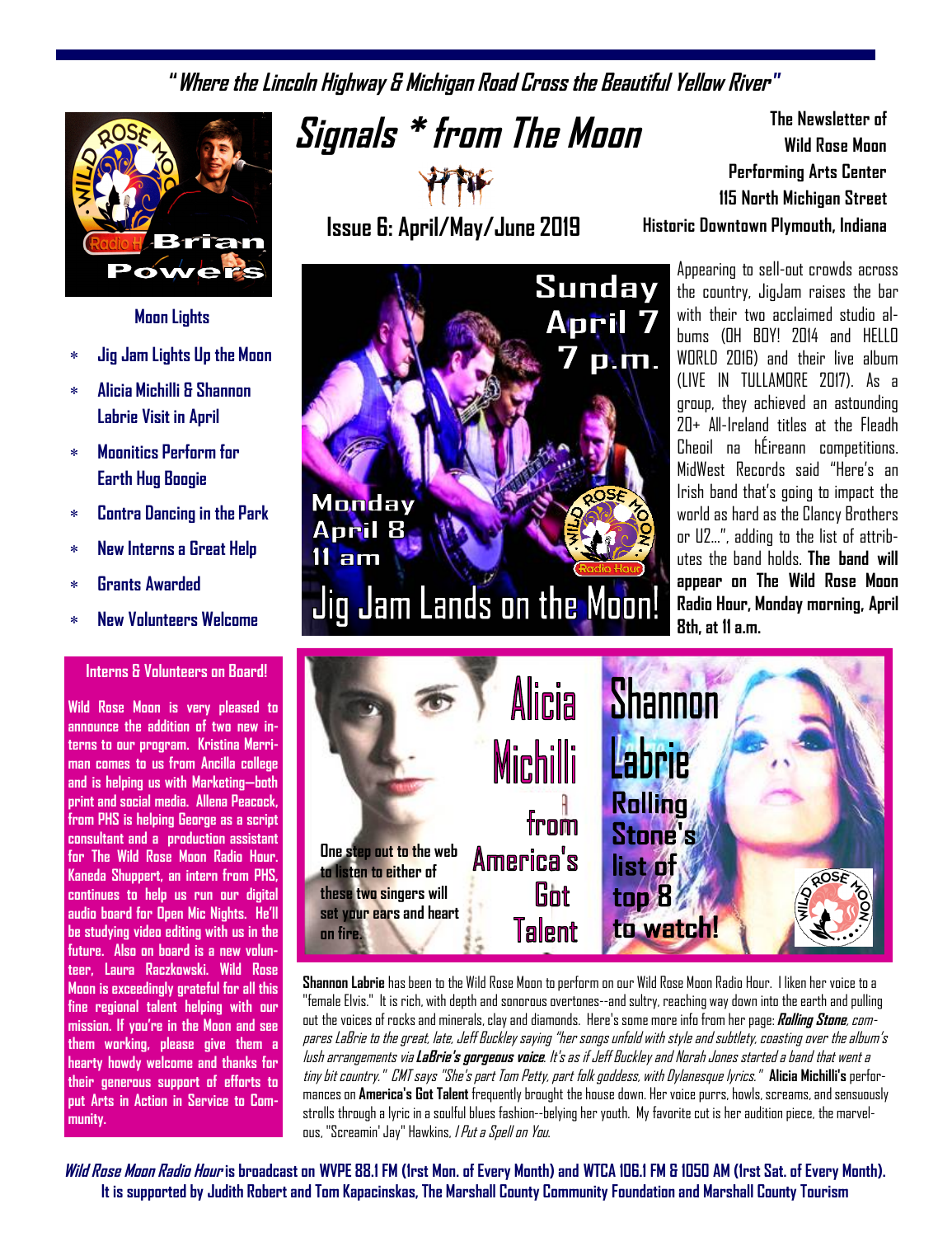*"Where the Lincoln Highway & Michigan Road Cross the Beautiful Yellow River"*

# Signals * from The Moon

**Issue 6: April/May/June 2019**

**The Newsletter of Wild Rose Moon Performing Arts Center 115 North Michigan Street Historic Downtown Plymouth, Indiana**

## Moon Lights

- Jig Jam Lights Up the Moon
- Alicia Michilli & Shannon Labrie Visit in April
- Moonitics Perform for Earth Hug Boogie
- Contra Dancing in the Park
- New Interns a Great Help
- Grants Awarded
- New Volunteers Welcome

## Interns & Volunteers on Board!

Wild Rose Moon is very pleased to announce the addition of two new interns to our program. Kristina Merriman comes to us from Ancilla college and is helping us with Marketing—both print and social media. Allena Peacock, from PHS is helping George as a script consultant and a production assistant for The Wild Rose Moon Radio Hour. Kaneda Shuppert, an intern from PHS, continues to help us run our digital audio board for Open Mic Nights. He'll be studying video editing with us in the future. Also on board is a new volunteer, Laura Raczkowski. Wild Rose Moon is exceedingly grateful for all this fine regional talent helping with our mission. If you're in the Moon and see them working, please give them a hearty howdy welcome and thanks for their generous support of efforts to put Arts in Action in Service to Community.

## Jig Jam Lands on the Moon!

Sunday April 7 7 p.m.

Monday April 8 11 am

Appearing to sell-out crowds across the country, JigJam raises the bar with their two acclaimed studio albums (OH BOY! 2014 and HELLO WORLD 2016) and their live album (LIVE IN TULLAMORE 2017). As a group, they achieved an astounding 20+ All-Ireland titles at the Fleadh Cheoil na hÉireann competitions. MidWest Records said "Here's an Irish band that's going to impact the world as hard as the Clancy Brothers or U2…", adding to the list of attributes the band holds. **The band will appear on The Wild Rose Moon Radio Hour, Monday morning, April 8th, at 11 a.m.**

## Alicia Michilli from America's Got Talent / Shannon Labrie Rolling Stone's list of top 8 to watch!

One step out to the web to listen to either of these two singers will set your ears and heart on fire.

**Shannon Labrie** has been to the Wild Rose Moon to perform on our Wild Rose Moon Radio Hour. I liken her voice to a "female Elvis." It is rich, with depth and sonorous overtones--and sultry, reaching way down into the earth and pulling out the voices of rocks and minerals, clay and diamonds. Here's some more info from her page: ***Rolling Stone**, compares LaBrie to the great, late, Jeff Buckley saying "her songs unfold with style and subtlety, coasting over the album's lush arrangements via **LaBrie's gorgeous voice**. It's as if Jeff Buckley and Norah Jones started a band that went a tiny bit country." CMT says "She's part Tom Petty, part folk goddess, with Dylanesque lyrics."* **Alicia Michilli's** performances on **America's Got Talent** frequently brought the house down. Her voice purrs, howls, screams, and sensuously strolls through a lyric in a soulful blues fashion--belying her youth. My favorite cut is her audition piece, the marvelous, "Screamin' Jay" Hawkins, *I Put a Spell on You.*

***Wild Rose Moon Radio Hour*** **is broadcast on WVPE 88.1 FM (1rst Mon. of Every Month) and WTCA 106.1 FM & 1050 AM (1rst Sat. of Every Month). It is supported by Judith Robert and Tom Kapacinskas, The Marshall County Community Foundation and Marshall County Tourism**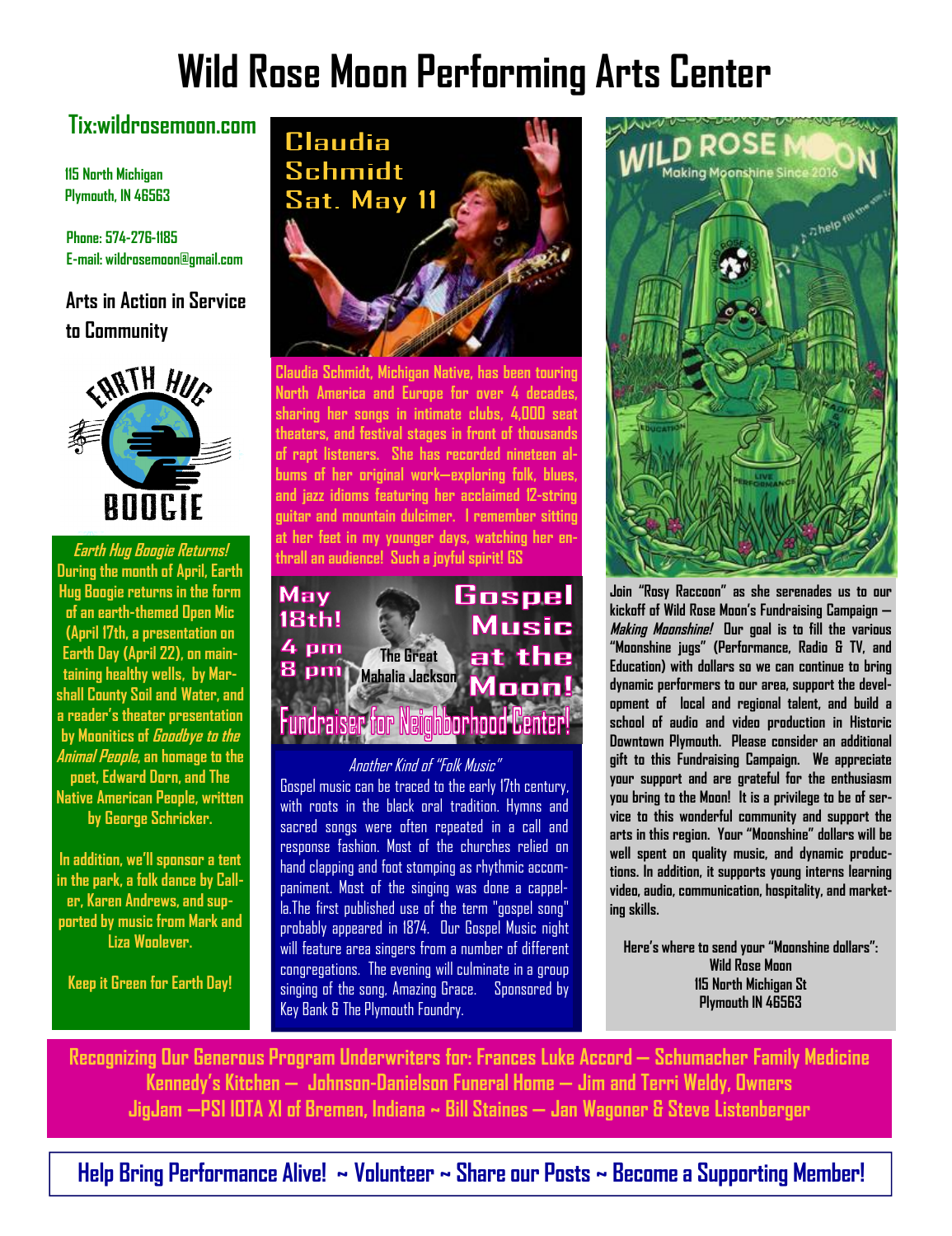# Wild Rose Moon Performing Arts Center

**Tix:wildrosemoon.com**

115 North Michigan
Plymouth, IN 46563

Phone: 574-276-1185
E-mail: wildrosemoon@gmail.com

**Arts in Action in Service to Community**

EARTH HUG BOOGIE

*Earth Hug Boogie Returns!*
During the month of April, Earth Hug Boogie returns in the form of an earth-themed Open Mic (April 17th, a presentation on Earth Day (April 22), on maintaining healthy wells, by Marshall County Soil and Water, and a reader's theater presentation by Moonitics of *Goodbye to the Animal People*, an homage to the poet, Edward Dorn, and The Native American People, written by George Schricker.

In addition, we'll sponsor a tent in the park, a folk dance by Caller, Karen Andrews, and supported by music from Mark and Liza Woolever.

Keep it Green for Earth Day!

## Claudia Schmidt Sat. May 11

Claudia Schmidt, Michigan Native, has been touring North America and Europe for over 4 decades, sharing her songs in intimate clubs, 4,000 seat theaters, and festival stages in front of thousands of rapt listeners. She has recorded nineteen albums of her original work—exploring folk, blues, and jazz idioms featuring her acclaimed 12-string guitar and mountain dulcimer. I remember sitting at her feet in my younger days, watching her enthrall an audience! Such a joyful spirit! GS

## May 18th! 4 pm 8 pm Gospel Music at the Moon!

The Great Mahalia Jackson

**Fundraiser for Neighborhood Center!**

*Another Kind of "Folk Music"*
Gospel music can be traced to the early 17th century, with roots in the black oral tradition. Hymns and sacred songs were often repeated in a call and response fashion. Most of the churches relied on hand clapping and foot stomping as rhythmic accompaniment. Most of the singing was done a cappella.The first published use of the term "gospel song" probably appeared in 1874. Our Gospel Music night will feature area singers from a number of different congregations. The evening will culminate in a group singing of the song, Amazing Grace. Sponsored by Key Bank & The Plymouth Foundry.

WILD ROSE MOON Making Moonshine Since 2016

Join "Rosy Raccoon" as she serenades us to our kickoff of Wild Rose Moon's Fundraising Campaign — *Making Moonshine!* Our goal is to fill the various "Moonshine jugs" (Performance, Radio & TV, and Education) with dollars so we can continue to bring dynamic performers to our area, support the development of local and regional talent, and build a school of audio and video production in Historic Downtown Plymouth. Please consider an additional gift to this Fundraising Campaign. We appreciate your support and are grateful for the enthusiasm you bring to the Moon! It is a privilege to be of service to this wonderful community and support the arts in this region. Your "Moonshine" dollars will be well spent on quality music, and dynamic productions. In addition, it supports young interns learning video, audio, communication, hospitality, and marketing skills.

Here's where to send your "Moonshine dollars":
Wild Rose Moon
115 North Michigan St
Plymouth IN 46563

**Recognizing Our Generous Program Underwriters for: Frances Luke Accord — Schumacher Family Medicine Kennedy's Kitchen — Johnson-Danielson Funeral Home — Jim and Terri Weldy, Owners JigJam —PSI IOTA XI of Bremen, Indiana ~ Bill Staines — Jan Wagoner & Steve Listenberger**

**Help Bring Performance Alive! ~ Volunteer ~ Share our Posts ~ Become a Supporting Member!**